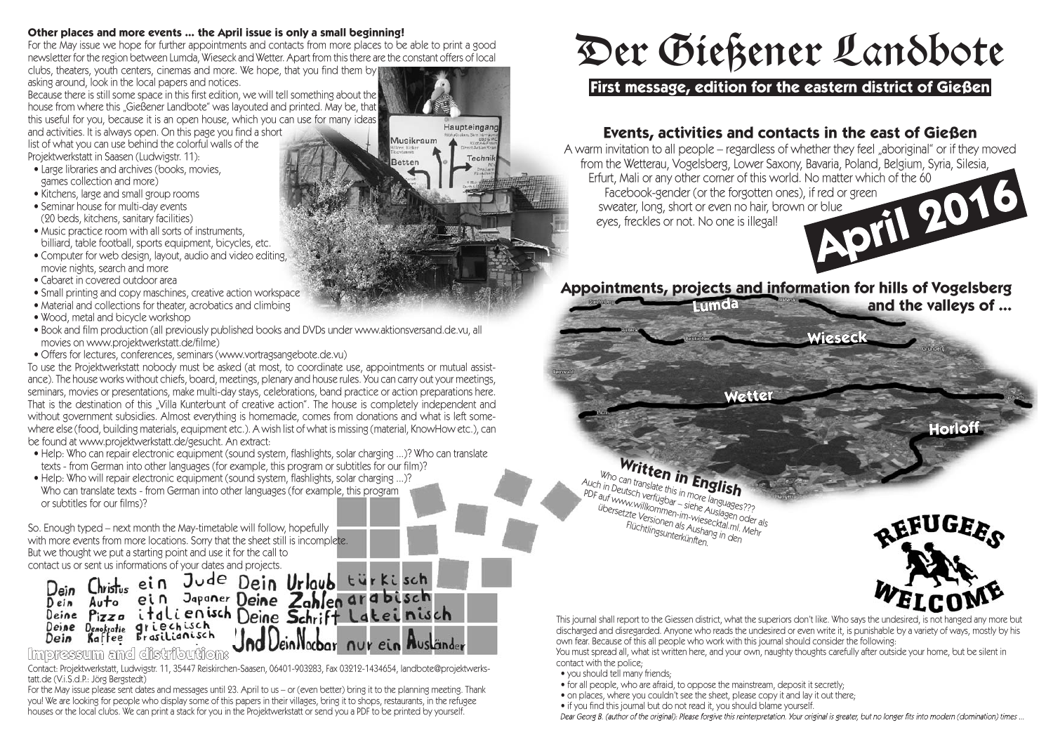# Der Gießener Landbote

**First message, edition for the eastern district of Gießen**

## Events, activities and contacts in the east of Gießen

A warm invitation to all people – regardless of whether they feel „aboriginal" or if they moved from the Wetterau, Vogelsberg, Lower Saxony, Bavaria, Poland, Belgium, Syria, Silesia, Erfurt, Mali or any other corner of this world. No matter which of the 60 Facebook-gender (or the forgotten ones), if red or green sweater, long, short or even no hair, brown or blue eyes, freckles or not. No one is illegal!

**April 2016**

## Appointments, projects and information for hills of Vogelsberg and the valleys of ...

Lumda

Wieseck

Wetter

Horloff

### Written in English

Who can translate this in more languages??? Auch in Deutsch verfügbar – siehe Auslagen oder als PDF auf www.willkommen-im-wieseckstal.ml. Mehr übersetzte Versionen als Aushang in den Flüchtlingsunterkünften.

REFUGEES WELCOME

This journal shall report to the Giessen district, what the superiors don't like. Who says the undesired, is not hanged any more but discharged and disregarded. Anyone who reads the undesired or even write it, is punishable by a variety of ways, mostly by his own fear. Because of this all people who work with this journal should consider the following:

You must spread all, what ist written here, and your own, naughty thoughts carefully after outside your home, but be silent in contact with the police;

- you should tell many friends;
- for all people, who are afraid, to oppose the mainstream, deposit it secretly;
- on places, where you couldn't see the sheet, please copy it and lay it out there;
- if you find this journal but do not read it, you should blame yourself.

*Dear Georg B. (author of the original): Please forgive this reinterpretation. Your original is greater, but no longer fits into modern (domination) times ...*

**Other places and more events ... the April issue is only a small beginning!**

For the May issue we hope for further appointments and contacts from more places to be able to print a good newsletter for the region between Lumda, Wieseck and Wetter. Apart from this there are the constant offers of local clubs, theaters, youth centers, cinemas and more. We hope, that you find them by asking around, look in the local papers and notices.

Because there is still some space in this first edition, we will tell something about the house from where this „Gießener Landbote" was layouted and printed. May be, that this useful for you, because it is an open house, which you can use for many ideas and activities. It is always open. On this page you find a short list of what you can use behind the colorful walls of the Projektwerkstatt in Saasen (Ludwigstr. 11):

- Large libraries and archives (books, movies, games collection and more)
- Kitchens, large and small group rooms
- Seminar house for multi-day events (20 beds, kitchens, sanitary facilities)
- Music practice room with all sorts of instruments, billiard, table football, sports equipment, bicycles, etc.
- Computer for web design, layout, audio and video editing, movie nights, search and more
- Cabaret in covered outdoor area
- Small printing and copy maschines, creative action workspace
- Material and collections for theater, acrobatics and climbing
- Wood, metal and bicycle workshop
- Book and film production (all previously published books and DVDs under www.aktionsversand.de.vu, all movies on www.projektwerkstatt.de/filme)
- Offers for lectures, conferences, seminars (www.vortragsangebote.de.vu)

To use the Projektwerkstatt nobody must be asked (at most, to coordinate use, appointments or mutual assistance). The house works without chiefs, board, meetings, plenary and house rules. You can carry out your meetings, seminars, movies or presentations, make multi-day stays, celebrations, band practice or action preparations here. That is the destination of this „Villa Kunterbunt of creative action". The house is completely independent and without government subsidies. Almost everything is homemade, comes from donations and what is left somewhere else (food, building materials, equipment etc.). A wish list of what is missing (material, KnowHow etc.), can be found at www.projektwerkstatt.de/gesucht. An extract:

- Help: Who can repair electronic equipment (sound system, flashlights, solar charging ...)? Who can translate texts - from German into other languages (for example, this program or subtitles for our film)?
- Help: Who will repair electronic equipment (sound system, flashlights, solar charging ...)? Who can translate texts - from German into other languages (for example, this program or subtitles for our films)?

So. Enough typed – next month the May-timetable will follow, hopefully with more events from more locations. Sorry that the sheet still is incomplete. But we thought we put a starting point and use it for the call to contact us or sent us informations of your dates and projects.

Dein Christus ein Jude Dein Urlaub türkisch
Dein Auto ein Japaner Deine Zahlen arabisch
Deine Pizza italienisch Deine Schrift Lateinisch
Deine Demokratie griechisch
Dein Kaffee Brasilianisch
Und Dein Nachbar nur ein Ausländer

### Impressum and distribution:

Contact: Projektwerkstatt, Ludwigstr. 11, 35447 Reiskirchen-Saasen, 06401-903283, Fax 03212-1434654, landbote@projektwerkstatt.de (V.i.S.d.P.: Jörg Bergstedt)

For the May issue please sent dates and messages until 23. April to us – or (even better) bring it to the planning meeting. Thank you! We are looking for people who display some of this papers in their villages, bring it to shops, restaurants, in the refugee houses or the local clubs. We can print a stack for you in the Projektwerkstatt or send you a PDF to be printed by yourself.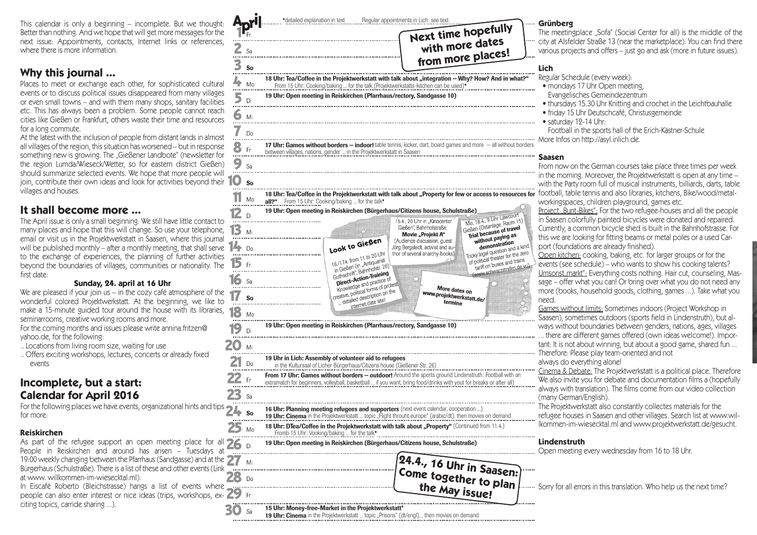This calendar is only a beginning – incomplete. But we thought: Better than nothing. And we hope that will get more messages for the next issue: Appointments, contacts, Internet links or references, where there is more information.

## Why this journal ...

Places to meet or exchange each other, for sophisticated cultural events or to discuss political issues disappeared from many villages or even small towns – and with them many shops, sanitary facilities etc. This has always been a problem. Some people cannot reach cities like Gießen or Frankfurt, others waste their time and resources for a long commute.

At the latest with the inclusion of people from distant lands in almost all villages of the region, this situation has worsened – but in response something new is growing. The „Gießener Landbote" (newsletter for the region Lumda/Wieseck/Wetter, so for eastern district Gießen) should summarize selected events. We hope that more people will join, contribute their own ideas and look for activities beyond their villages and houses.

## It shall become more ...

The April issue is only a small beginning. We still have little contact to many places and hope that this will change. So use your telephone, email or visit us in the Projektwerkstatt in Saasen, where this journal will be published monthly – after a monthly meeting, that shall serve to the exchange of experiences, the planning of further activities beyond the boundaries of villages, communities or nationality. The first date:

**Sunday, 24. april at 16 Uhr**

We are pleased if your join us – in the cozy café atmosphere of the wonderful colored Projektwerkstatt. At the beginning, we like to make a 15-minute guided tour around the house with its libraries, seminarrooms, creative working rooms and more.

For the coming months and issues please write annina.fritzen@yahoo.de, for the following:

.. Locations from living room size, waiting for use

.. Offers exciting workshops, lectures, concerts or already fixed events

## Incomplete, but a start: Calendar for April 2016

For the following places we have events, organizational hints and tips for more:

### Reiskirchen

As part of the refugee support an open meeting place for all People in Reiskirchen and around has arisen – Tuesdays at 19:00 weekly changing between the Pfarrhaus (Sandgasse) and at the Bürgerhaus (Schulstraße). There is a list of these and other events (Link at www. willkommen-im-wiesecktal.ml).

In Eiscafé Roberto (Bleichstrasse) hangs a list of events where people can also enter interest or nice ideas (trips, workshops, exciting topics, carride sharing ...).

## April

*detailed explanation in text — Regular appointments in Lich: see text

**Next time hopefully with more dates from more places!**

- 1 Fr
- 2 Sa
- 3 So
- 4 Mo — **18 Uhr: Tea/Coffee in the Projektwerkstatt with talk about „integration – Why? How? And in what?"** From 15 Uhr: Cooking/baking ... for the talk (Projektwerkstatts-kitchen can be used)*
- 5 Di — **19 Uhr: Open meeting in Reiskirchen (Pfarrhaus/rectory, Sandgasse 10)**
- 6 Mi
- 7 Do
- 8 Fr — **17 Uhr: Games without borders – indoor!** table tennis, kicker, dart, board games and more – all without borders between villages, nations, gender ... in the Projektwerkstatt in Saasen
- 9 Sa
- 10 So
- 11 Mo — **18 Uhr: Tea/Coffee in the Projektwerkstatt with talk about „Property for few or access to resources for all?"** From 15 Uhr: Cooking/baking ... for the talk*
- 12 Di — **19 Uhr: Open meeting in Reiskirchen (Bürgerhaus/Citizens house, Schulstraße)**
- 13 Mi
- 14 Do
- 15 Fr
- 16 Sa
- 17 So
- 18 Mo
- 19 Di — **19 Uhr: Open meeting in Reiskirchen (Pfarrhaus/rectory, Sandgasse 10)**
- 20 Mi
- 21 Do — **19 Uhr in Lich: Assembly of volunteer aid to refugees** in the Kultursaal of Licher Bürgerhaus/Citizens house (Gießener Str. 26)
- 22 Fr — **From 17 Uhr: Games without borders – outdoor!** Around the sports ground Lindenstruth: Football with an extramatch for beginners, volleyball, basketball ... if you want, bring food/drinks with yout for breaks or after all)
- 23 Sa
- 24 So — **16 Uhr: Planning meeting refugees and supporters** (next event calendar, cooperation ...) **19 Uhr: Cinema** in the Projektwerkstatt ... topic „Flight throuht europe" (arabic/dt), then movies on demand
- 25 Mo — **18 Uhr: DTea/Coffee in the Projektwerkstatt with talk about „Property"** (Continued from 11.4.) Fromb 15 Uhr: Vooking/baking ... for the talk*
- 26 Di — **19 Uhr: Open meeting in Reiskirchen (Bürgerhaus/Citizens house, Schulstraße)**
- 27 Mi
- 28 Do
- 29 Fr
- 30 Sa — **15 Uhr: Money-free-Market in the Projektwerkstatt*** **19 Uhr: Cinema** in the Projektwerkstatt ... topic „Prisons" (dt/engl), , then movies on demand

**Look to Gießen**

16./17.4. from 11 to 20 Uhr in Gießen (in „Antiquariat Guthschrift", Bahnhofstr. 26) **Direct-Action-Training** Knowledge and practice of creative, political forms of protest ... detailed description on the internet date site!

15.4., 20 Uhr in „Kinocenter Gießen", Bahnhofstraße: **Movie „Projekt A"** (Audience discussion, guest: Jörg Bergstedt, activist and author of several anarchy-books)

Mo, 18.4., 9 Uhr Lawcourt Gießen (Ostanlage, Raum 15) **Trial because of travel without paying as demonstration** Tricky legal question and a kind of political theater for the zero tariff on buses and trains (www.schwarzstrafen.de.vu)

**More dates on www.projektwerkstatt.de/termine**

**24.4., 16 Uhr in Saasen: Come together to plan the May issue!**

### Grünberg

The meetingplace „Sofa" (Social Center for all) is the middle of the city at Alsfelder Straße 13 (near the marketplace). You can find there various projects and offers – just go and ask (more in future issues).

### Lich

Regular Schedule (every week):

- mondays 17 Uhr Open meeting, Evangelisches Gemeindezentrum
- thursdays 15.30 Uhr Knitting and crochet in the Leichtbauhalle
- friday 15 Uhr Deutschcafé, Christusgemeinde
- saturday 12-14 Uhr: Football in the sports hall of the Erich-Kästner-Schule

More Infos on http://asyl.inlich.de.

### Saasen

From now on the German courses take place three times per week in the morning. Moreover, the Projektwerkstatt is open at any time – with the Party room full of musical instruments, billiards, darts, table football, table tennis and also libraries, kitchens, Bike/wood/metal-workingspaces, children playground, games etc.

Project „Bunt-Bikes": For the two refugee-houses and all the people in Saasen colorfully painted bicycles were donated and repaired. Currently, a common bicycle shed is built in the Bahnhofstrasse. For this we are looking for fitting beams or metal poles or a used Carport (foundations are already finished).

Open kitchen: cooking, baking, etc. for larger groups or for the events (see schedule) – who wants to show his cooking talents?

Umsonst„markt": Everything costs nothing. Hair cut, counseling, Massage – offer what you can! Or bring over what you do not need any more (books, household goods, clothing, games ...). Take what you need.

Games without limits: Sometimes indoors (Project Workshop in Saasen), sometimes outdoors (sports field in Lindenstruth), but always without boundaries between genders, nations, ages, villages ... there are different games offered (own ideas welcome!). Important: It is not about winning, but about a good game, shared fun ... Therefore: Please play team-oriented and not always do everything alone!

Cinema & Debate: The Projektwerkstatt is a political place. Therefore We also invite you for debate and documentation films a (hopefully always with translation). The films come from our video collection (many German/English).

The Projektwerkstatt also constantly collectes materials for the refugee houses in Saasen and other villages. Search list at www.willkommen-im-wiesecktal.ml and www.projektwerkstatt.de/gesucht.

### Lindenstruth

Open meeting every wednesday from 16 to 18 Uhr.

Sorry for all errors in this translation. Who help us the next time?